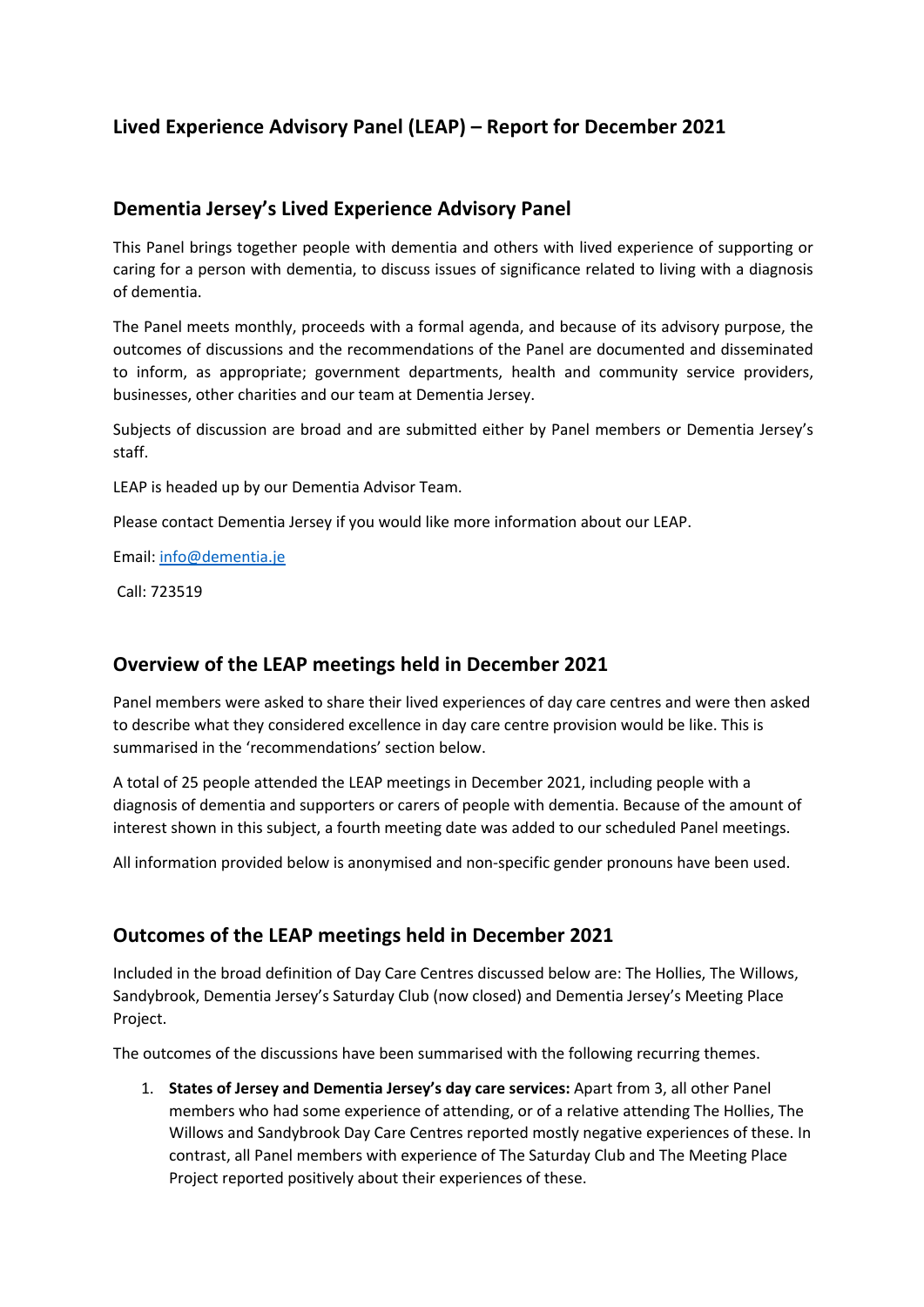# Lived Experience Advisory Panel (LEAP) – Report for December 2021

## Dementia Jersey's Lived Experience Advisory Panel

This Panel brings together people with dementia and others with lived experience of supporting or caring for a person with dementia, to discuss issues of significance related to living with a diagnosis of dementia.

The Panel meets monthly, proceeds with a formal agenda, and because of its advisory purpose, the outcomes of discussions and the recommendations of the Panel are documented and disseminated to inform, as appropriate; government departments, health and community service providers, businesses, other charities and our team at Dementia Jersey.

Subjects of discussion are broad and are submitted either by Panel members or Dementia Jersey's staff.

LEAP is headed up by our Dementia Advisor Team.

Please contact Dementia Jersey if you would like more information about our LEAP.

Email: info@dementia.je

Call: 723519

## Overview of the LEAP meetings held in December 2021

Panel members were asked to share their lived experiences of day care centres and were then asked to describe what they considered excellence in day care centre provision would be like. This is summarised in the 'recommendations' section below.

A total of 25 people attended the LEAP meetings in December 2021, including people with a diagnosis of dementia and supporters or carers of people with dementia. Because of the amount of interest shown in this subject, a fourth meeting date was added to our scheduled Panel meetings.

All information provided below is anonymised and non-specific gender pronouns have been used.

## Outcomes of the LEAP meetings held in December 2021

Included in the broad definition of Day Care Centres discussed below are: The Hollies, The Willows, Sandybrook, Dementia Jersey's Saturday Club (now closed) and Dementia Jersey's Meeting Place Project.

The outcomes of the discussions have been summarised with the following recurring themes.

1. **States of Jersey and Dementia Jersey's day care services:** Apart from 3, all other Panel members who had some experience of attending, or of a relative attending The Hollies, The Willows and Sandybrook Day Care Centres reported mostly negative experiences of these. In contrast, all Panel members with experience of The Saturday Club and The Meeting Place Project reported positively about their experiences of these.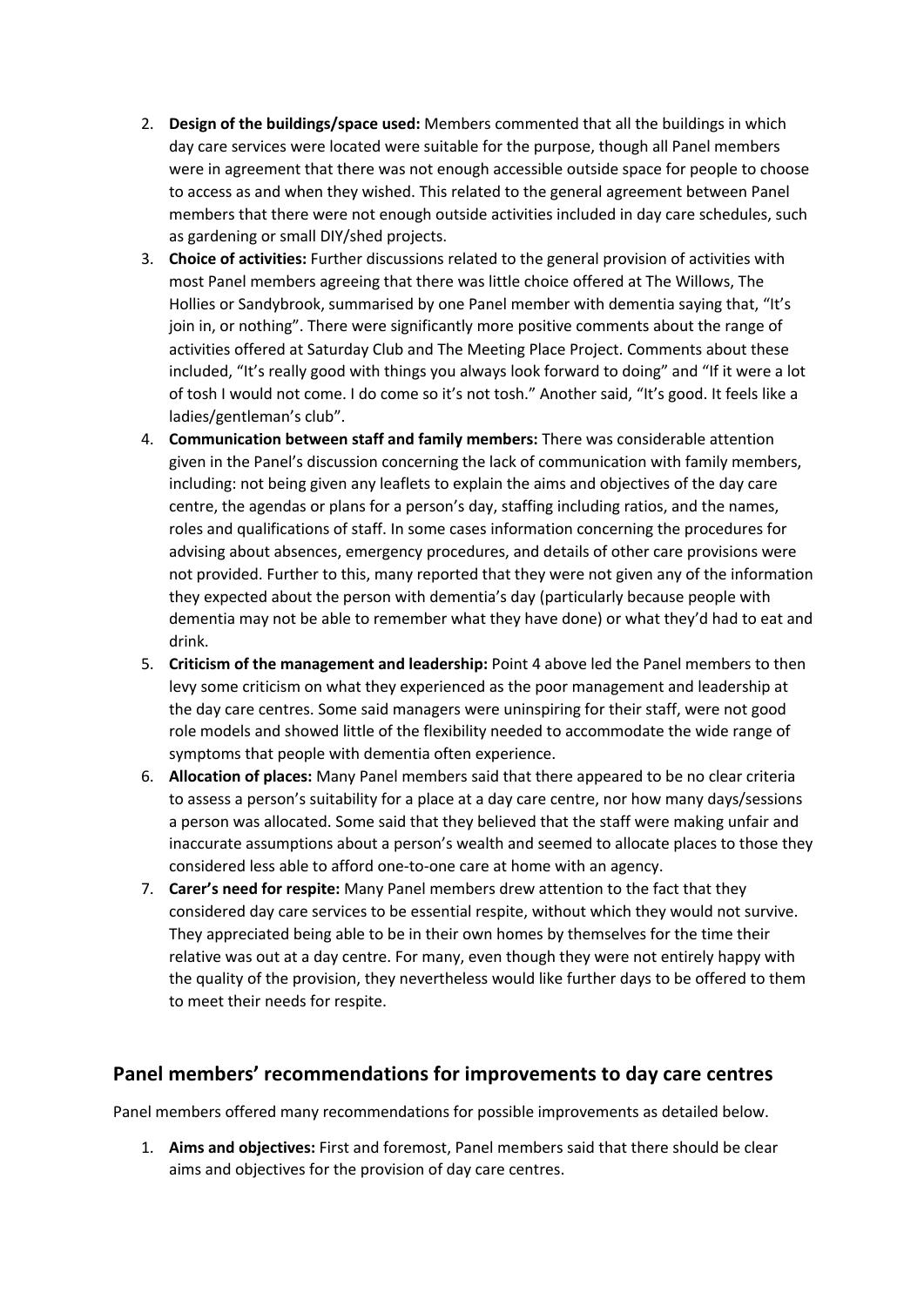2. **Design of the buildings/space used:** Members commented that all the buildings in which day care services were located were suitable for the purpose, though all Panel members were in agreement that there was not enough accessible outside space for people to choose to access as and when they wished. This related to the general agreement between Panel members that there were not enough outside activities included in day care schedules, such as gardening or small DIY/shed projects.
3. **Choice of activities:** Further discussions related to the general provision of activities with most Panel members agreeing that there was little choice offered at The Willows, The Hollies or Sandybrook, summarised by one Panel member with dementia saying that, "It's join in, or nothing". There were significantly more positive comments about the range of activities offered at Saturday Club and The Meeting Place Project. Comments about these included, "It's really good with things you always look forward to doing" and "If it were a lot of tosh I would not come. I do come so it's not tosh." Another said, "It's good. It feels like a ladies/gentleman's club".
4. **Communication between staff and family members:** There was considerable attention given in the Panel's discussion concerning the lack of communication with family members, including: not being given any leaflets to explain the aims and objectives of the day care centre, the agendas or plans for a person's day, staffing including ratios, and the names, roles and qualifications of staff. In some cases information concerning the procedures for advising about absences, emergency procedures, and details of other care provisions were not provided. Further to this, many reported that they were not given any of the information they expected about the person with dementia's day (particularly because people with dementia may not be able to remember what they have done) or what they'd had to eat and drink.
5. **Criticism of the management and leadership:** Point 4 above led the Panel members to then levy some criticism on what they experienced as the poor management and leadership at the day care centres. Some said managers were uninspiring for their staff, were not good role models and showed little of the flexibility needed to accommodate the wide range of symptoms that people with dementia often experience.
6. **Allocation of places:** Many Panel members said that there appeared to be no clear criteria to assess a person's suitability for a place at a day care centre, nor how many days/sessions a person was allocated. Some said that they believed that the staff were making unfair and inaccurate assumptions about a person's wealth and seemed to allocate places to those they considered less able to afford one-to-one care at home with an agency.
7. **Carer's need for respite:** Many Panel members drew attention to the fact that they considered day care services to be essential respite, without which they would not survive. They appreciated being able to be in their own homes by themselves for the time their relative was out at a day centre. For many, even though they were not entirely happy with the quality of the provision, they nevertheless would like further days to be offered to them to meet their needs for respite.

## Panel members' recommendations for improvements to day care centres

Panel members offered many recommendations for possible improvements as detailed below.

1. **Aims and objectives:** First and foremost, Panel members said that there should be clear aims and objectives for the provision of day care centres.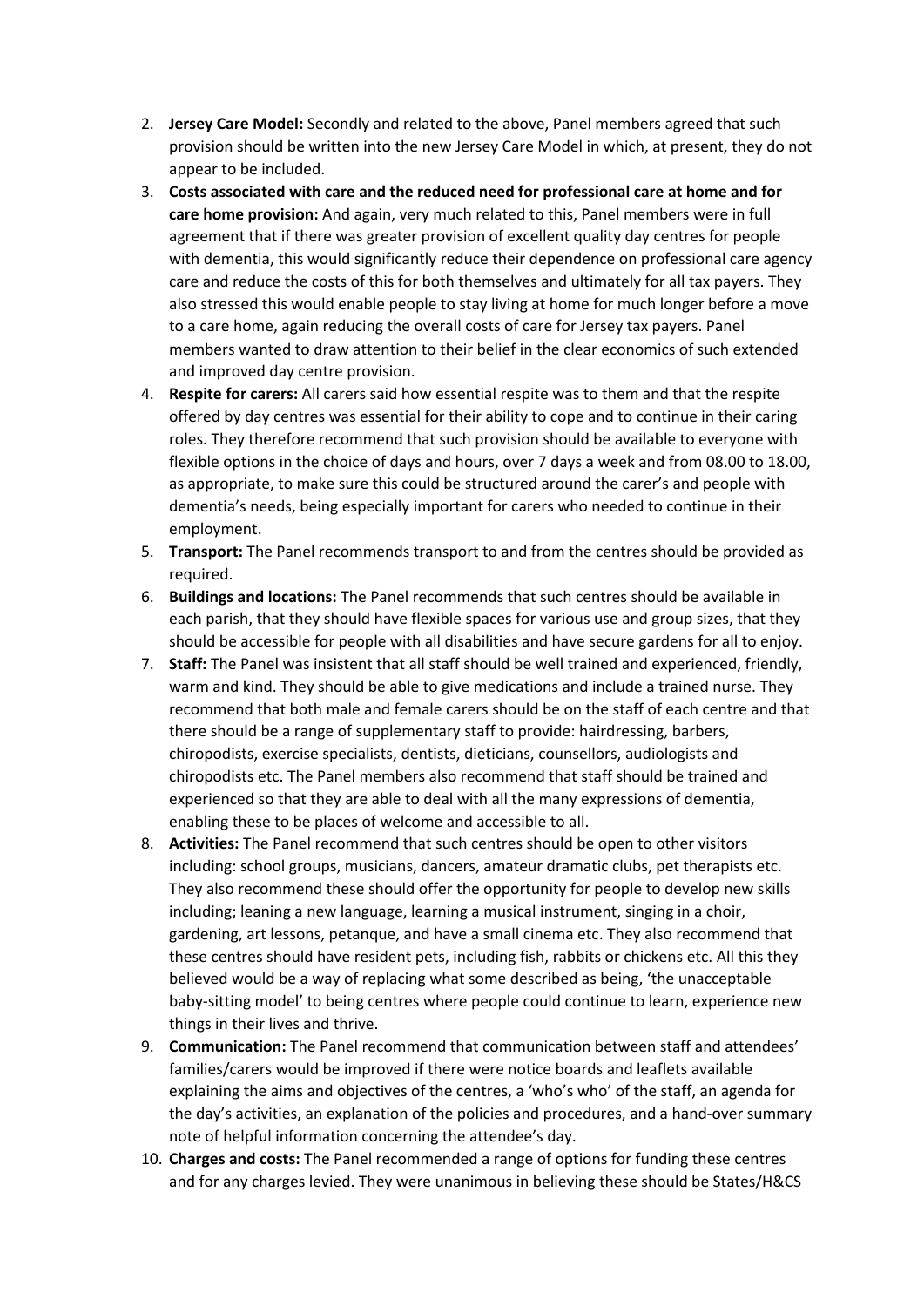2. **Jersey Care Model:** Secondly and related to the above, Panel members agreed that such provision should be written into the new Jersey Care Model in which, at present, they do not appear to be included.
3. **Costs associated with care and the reduced need for professional care at home and for care home provision:** And again, very much related to this, Panel members were in full agreement that if there was greater provision of excellent quality day centres for people with dementia, this would significantly reduce their dependence on professional care agency care and reduce the costs of this for both themselves and ultimately for all tax payers. They also stressed this would enable people to stay living at home for much longer before a move to a care home, again reducing the overall costs of care for Jersey tax payers. Panel members wanted to draw attention to their belief in the clear economics of such extended and improved day centre provision.
4. **Respite for carers:** All carers said how essential respite was to them and that the respite offered by day centres was essential for their ability to cope and to continue in their caring roles. They therefore recommend that such provision should be available to everyone with flexible options in the choice of days and hours, over 7 days a week and from 08.00 to 18.00, as appropriate, to make sure this could be structured around the carer's and people with dementia's needs, being especially important for carers who needed to continue in their employment.
5. **Transport:** The Panel recommends transport to and from the centres should be provided as required.
6. **Buildings and locations:** The Panel recommends that such centres should be available in each parish, that they should have flexible spaces for various use and group sizes, that they should be accessible for people with all disabilities and have secure gardens for all to enjoy.
7. **Staff:** The Panel was insistent that all staff should be well trained and experienced, friendly, warm and kind. They should be able to give medications and include a trained nurse. They recommend that both male and female carers should be on the staff of each centre and that there should be a range of supplementary staff to provide: hairdressing, barbers, chiropodists, exercise specialists, dentists, dieticians, counsellors, audiologists and chiropodists etc. The Panel members also recommend that staff should be trained and experienced so that they are able to deal with all the many expressions of dementia, enabling these to be places of welcome and accessible to all.
8. **Activities:** The Panel recommend that such centres should be open to other visitors including: school groups, musicians, dancers, amateur dramatic clubs, pet therapists etc. They also recommend these should offer the opportunity for people to develop new skills including; leaning a new language, learning a musical instrument, singing in a choir, gardening, art lessons, petanque, and have a small cinema etc. They also recommend that these centres should have resident pets, including fish, rabbits or chickens etc. All this they believed would be a way of replacing what some described as being, 'the unacceptable baby-sitting model' to being centres where people could continue to learn, experience new things in their lives and thrive.
9. **Communication:** The Panel recommend that communication between staff and attendees' families/carers would be improved if there were notice boards and leaflets available explaining the aims and objectives of the centres, a 'who's who' of the staff, an agenda for the day's activities, an explanation of the policies and procedures, and a hand-over summary note of helpful information concerning the attendee's day.
10. **Charges and costs:** The Panel recommended a range of options for funding these centres and for any charges levied. They were unanimous in believing these should be States/H&CS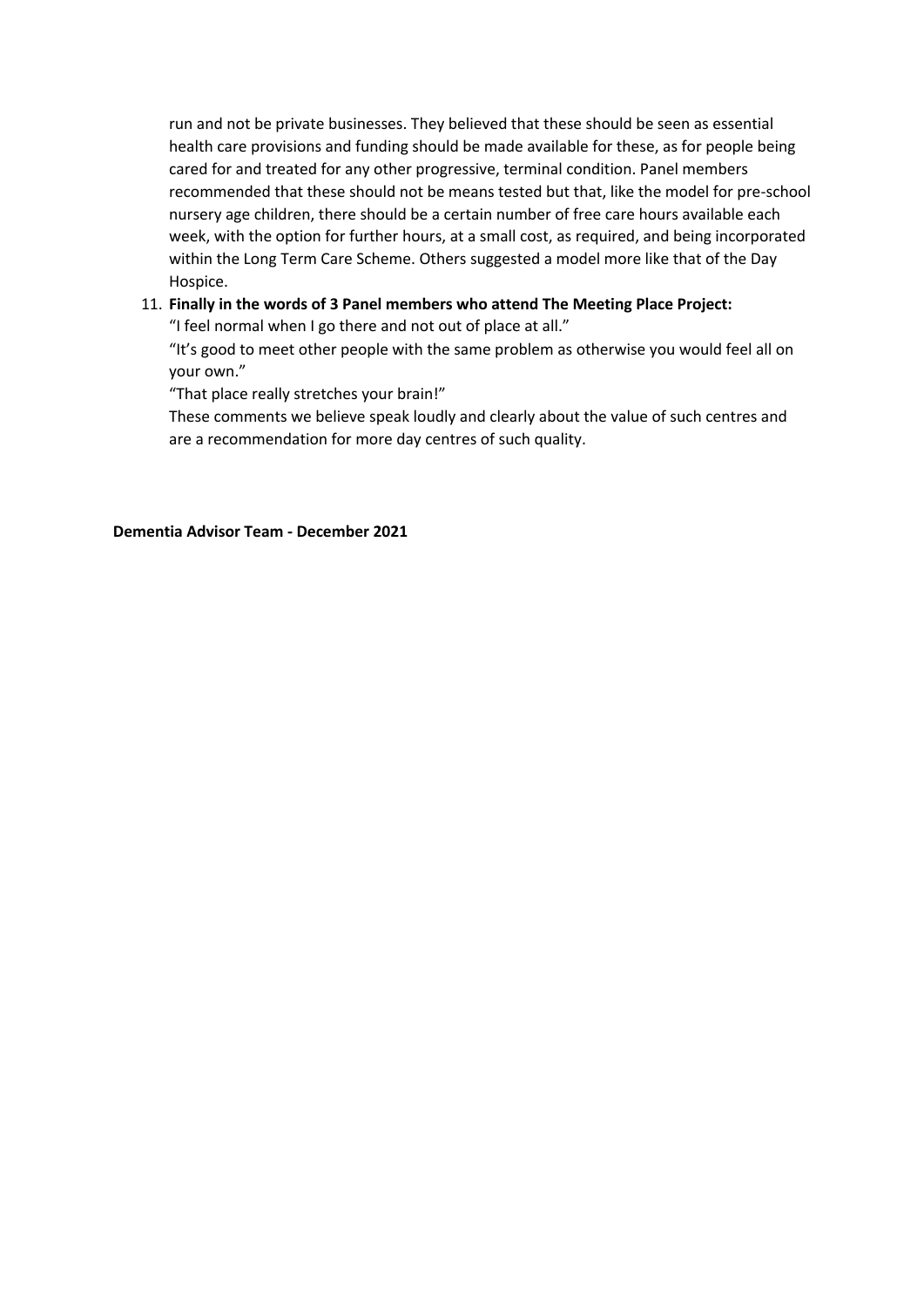run and not be private businesses. They believed that these should be seen as essential health care provisions and funding should be made available for these, as for people being cared for and treated for any other progressive, terminal condition. Panel members recommended that these should not be means tested but that, like the model for pre-school nursery age children, there should be a certain number of free care hours available each week, with the option for further hours, at a small cost, as required, and being incorporated within the Long Term Care Scheme. Others suggested a model more like that of the Day Hospice.

11. **Finally in the words of 3 Panel members who attend The Meeting Place Project:**
    "I feel normal when I go there and not out of place at all."
    "It's good to meet other people with the same problem as otherwise you would feel all on your own."
    "That place really stretches your brain!"
    These comments we believe speak loudly and clearly about the value of such centres and are a recommendation for more day centres of such quality.

**Dementia Advisor Team - December 2021**